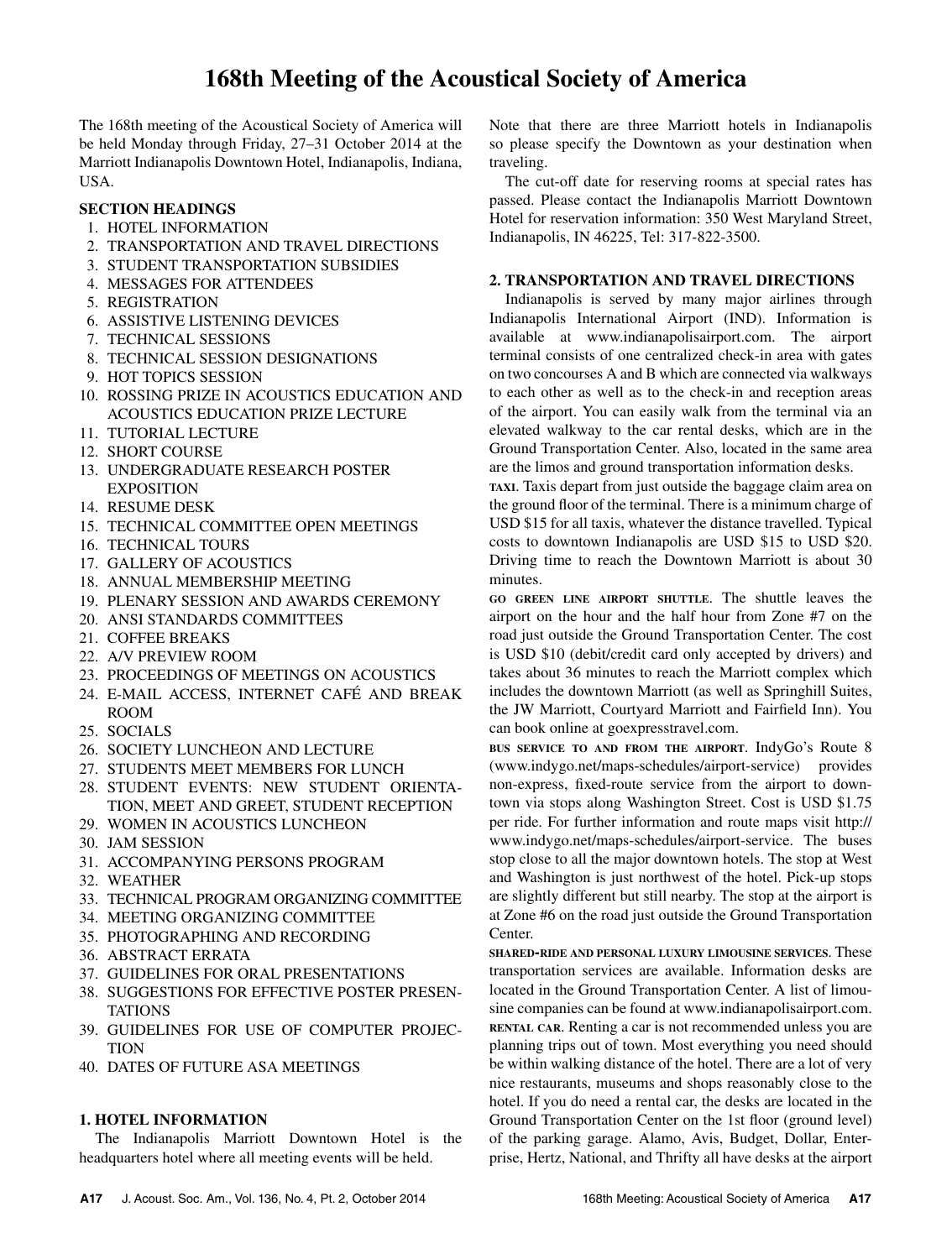# 168th Meeting of the Acoustical Society of America

The 168th meeting of the Acoustical Society of America will be held Monday through Friday, 27–31 October 2014 at the Marriott Indianapolis Downtown Hotel, Indianapolis, Indiana, USA.

**SECTION HEADINGS**

1. HOTEL INFORMATION
2. TRANSPORTATION AND TRAVEL DIRECTIONS
3. STUDENT TRANSPORTATION SUBSIDIES
4. MESSAGES FOR ATTENDEES
5. REGISTRATION
6. ASSISTIVE LISTENING DEVICES
7. TECHNICAL SESSIONS
8. TECHNICAL SESSION DESIGNATIONS
9. HOT TOPICS SESSION
10. ROSSING PRIZE IN ACOUSTICS EDUCATION AND ACOUSTICS EDUCATION PRIZE LECTURE
11. TUTORIAL LECTURE
12. SHORT COURSE
13. UNDERGRADUATE RESEARCH POSTER EXPOSITION
14. RESUME DESK
15. TECHNICAL COMMITTEE OPEN MEETINGS
16. TECHNICAL TOURS
17. GALLERY OF ACOUSTICS
18. ANNUAL MEMBERSHIP MEETING
19. PLENARY SESSION AND AWARDS CEREMONY
20. ANSI STANDARDS COMMITTEES
21. COFFEE BREAKS
22. A/V PREVIEW ROOM
23. PROCEEDINGS OF MEETINGS ON ACOUSTICS
24. E-MAIL ACCESS, INTERNET CAFÉ AND BREAK ROOM
25. SOCIALS
26. SOCIETY LUNCHEON AND LECTURE
27. STUDENTS MEET MEMBERS FOR LUNCH
28. STUDENT EVENTS: NEW STUDENT ORIENTATION, MEET AND GREET, STUDENT RECEPTION
29. WOMEN IN ACOUSTICS LUNCHEON
30. JAM SESSION
31. ACCOMPANYING PERSONS PROGRAM
32. WEATHER
33. TECHNICAL PROGRAM ORGANIZING COMMITTEE
34. MEETING ORGANIZING COMMITTEE
35. PHOTOGRAPHING AND RECORDING
36. ABSTRACT ERRATA
37. GUIDELINES FOR ORAL PRESENTATIONS
38. SUGGESTIONS FOR EFFECTIVE POSTER PRESENTATIONS
39. GUIDELINES FOR USE OF COMPUTER PROJECTION
40. DATES OF FUTURE ASA MEETINGS

## 1. HOTEL INFORMATION

The Indianapolis Marriott Downtown Hotel is the headquarters hotel where all meeting events will be held.

Note that there are three Marriott hotels in Indianapolis so please specify the Downtown as your destination when traveling.

The cut-off date for reserving rooms at special rates has passed. Please contact the Indianapolis Marriott Downtown Hotel for reservation information: 350 West Maryland Street, Indianapolis, IN 46225, Tel: 317-822-3500.

## 2. TRANSPORTATION AND TRAVEL DIRECTIONS

Indianapolis is served by many major airlines through Indianapolis International Airport (IND). Information is available at www.indianapolisairport.com. The airport terminal consists of one centralized check-in area with gates on two concourses A and B which are connected via walkways to each other as well as to the check-in and reception areas of the airport. You can easily walk from the terminal via an elevated walkway to the car rental desks, which are in the Ground Transportation Center. Also, located in the same area are the limos and ground transportation information desks.

**TAXI**. Taxis depart from just outside the baggage claim area on the ground floor of the terminal. There is a minimum charge of USD $15 for all taxis, whatever the distance travelled. Typical costs to downtown Indianapolis are USD $15 to USD $20. Driving time to reach the Downtown Marriott is about 30 minutes.

**GO GREEN LINE AIRPORT SHUTTLE**. The shuttle leaves the airport on the hour and the half hour from Zone #7 on the road just outside the Ground Transportation Center. The cost is USD $10 (debit/credit card only accepted by drivers) and takes about 36 minutes to reach the Marriott complex which includes the downtown Marriott (as well as Springhill Suites, the JW Marriott, Courtyard Marriott and Fairfield Inn). You can book online at goexpresstravel.com.

**BUS SERVICE TO AND FROM THE AIRPORT**. IndyGo's Route 8 (www.indygo.net/maps-schedules/airport-service) provides non-express, fixed-route service from the airport to downtown via stops along Washington Street. Cost is USD $1.75 per ride. For further information and route maps visit http://www.indygo.net/maps-schedules/airport-service. The buses stop close to all the major downtown hotels. The stop at West and Washington is just northwest of the hotel. Pick-up stops are slightly different but still nearby. The stop at the airport is at Zone #6 on the road just outside the Ground Transportation Center.

**SHARED-RIDE AND PERSONAL LUXURY LIMOUSINE SERVICES**. These transportation services are available. Information desks are located in the Ground Transportation Center. A list of limousine companies can be found at www.indianapolisairport.com.

**RENTAL CAR**. Renting a car is not recommended unless you are planning trips out of town. Most everything you need should be within walking distance of the hotel. There are a lot of very nice restaurants, museums and shops reasonably close to the hotel. If you do need a rental car, the desks are located in the Ground Transportation Center on the 1st floor (ground level) of the parking garage. Alamo, Avis, Budget, Dollar, Enterprise, Hertz, National, and Thrifty all have desks at the airport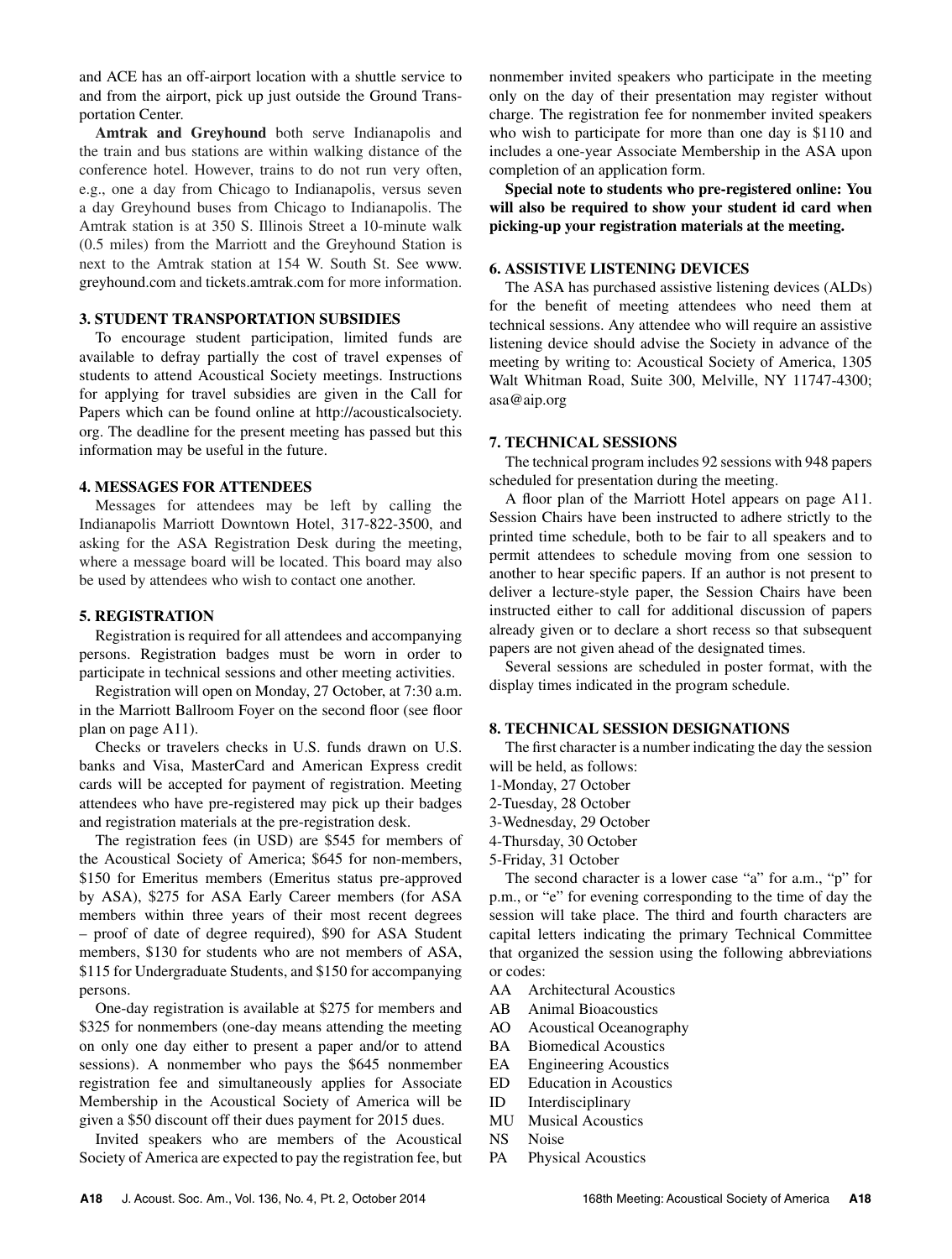and ACE has an off-airport location with a shuttle service to and from the airport, pick up just outside the Ground Transportation Center.

**Amtrak and Greyhound** both serve Indianapolis and the train and bus stations are within walking distance of the conference hotel. However, trains to do not run very often, e.g., one a day from Chicago to Indianapolis, versus seven a day Greyhound buses from Chicago to Indianapolis. The Amtrak station is at 350 S. Illinois Street a 10-minute walk (0.5 miles) from the Marriott and the Greyhound Station is next to the Amtrak station at 154 W. South St. See www.greyhound.com and tickets.amtrak.com for more information.

### 3. STUDENT TRANSPORTATION SUBSIDIES

To encourage student participation, limited funds are available to defray partially the cost of travel expenses of students to attend Acoustical Society meetings. Instructions for applying for travel subsidies are given in the Call for Papers which can be found online at http://acousticalsociety.org. The deadline for the present meeting has passed but this information may be useful in the future.

### 4. MESSAGES FOR ATTENDEES

Messages for attendees may be left by calling the Indianapolis Marriott Downtown Hotel, 317-822-3500, and asking for the ASA Registration Desk during the meeting, where a message board will be located. This board may also be used by attendees who wish to contact one another.

### 5. REGISTRATION

Registration is required for all attendees and accompanying persons. Registration badges must be worn in order to participate in technical sessions and other meeting activities.

Registration will open on Monday, 27 October, at 7:30 a.m. in the Marriott Ballroom Foyer on the second floor (see floor plan on page A11).

Checks or travelers checks in U.S. funds drawn on U.S. banks and Visa, MasterCard and American Express credit cards will be accepted for payment of registration. Meeting attendees who have pre-registered may pick up their badges and registration materials at the pre-registration desk.

The registration fees (in USD) are $545 for members of the Acoustical Society of America; $645 for non-members, $150 for Emeritus members (Emeritus status pre-approved by ASA), $275 for ASA Early Career members (for ASA members within three years of their most recent degrees – proof of date of degree required), $90 for ASA Student members, $130 for students who are not members of ASA, $115 for Undergraduate Students, and $150 for accompanying persons.

One-day registration is available at $275 for members and $325 for nonmembers (one-day means attending the meeting on only one day either to present a paper and/or to attend sessions). A nonmember who pays the $645 nonmember registration fee and simultaneously applies for Associate Membership in the Acoustical Society of America will be given a $50 discount off their dues payment for 2015 dues.

Invited speakers who are members of the Acoustical Society of America are expected to pay the registration fee, but nonmember invited speakers who participate in the meeting only on the day of their presentation may register without charge. The registration fee for nonmember invited speakers who wish to participate for more than one day is $110 and includes a one-year Associate Membership in the ASA upon completion of an application form.

**Special note to students who pre-registered online: You will also be required to show your student id card when picking-up your registration materials at the meeting.**

### 6. ASSISTIVE LISTENING DEVICES

The ASA has purchased assistive listening devices (ALDs) for the benefit of meeting attendees who need them at technical sessions. Any attendee who will require an assistive listening device should advise the Society in advance of the meeting by writing to: Acoustical Society of America, 1305 Walt Whitman Road, Suite 300, Melville, NY 11747-4300; asa@aip.org

### 7. TECHNICAL SESSIONS

The technical program includes 92 sessions with 948 papers scheduled for presentation during the meeting.

A floor plan of the Marriott Hotel appears on page A11. Session Chairs have been instructed to adhere strictly to the printed time schedule, both to be fair to all speakers and to permit attendees to schedule moving from one session to another to hear specific papers. If an author is not present to deliver a lecture-style paper, the Session Chairs have been instructed either to call for additional discussion of papers already given or to declare a short recess so that subsequent papers are not given ahead of the designated times.

Several sessions are scheduled in poster format, with the display times indicated in the program schedule.

### 8. TECHNICAL SESSION DESIGNATIONS

The first character is a number indicating the day the session will be held, as follows:

1-Monday, 27 October
2-Tuesday, 28 October
3-Wednesday, 29 October
4-Thursday, 30 October
5-Friday, 31 October

The second character is a lower case "a" for a.m., "p" for p.m., or "e" for evening corresponding to the time of day the session will take place. The third and fourth characters are capital letters indicating the primary Technical Committee that organized the session using the following abbreviations or codes:

AA Architectural Acoustics
AB Animal Bioacoustics
AO Acoustical Oceanography
BA Biomedical Acoustics
EA Engineering Acoustics
ED Education in Acoustics
ID Interdisciplinary
MU Musical Acoustics
NS Noise
PA Physical Acoustics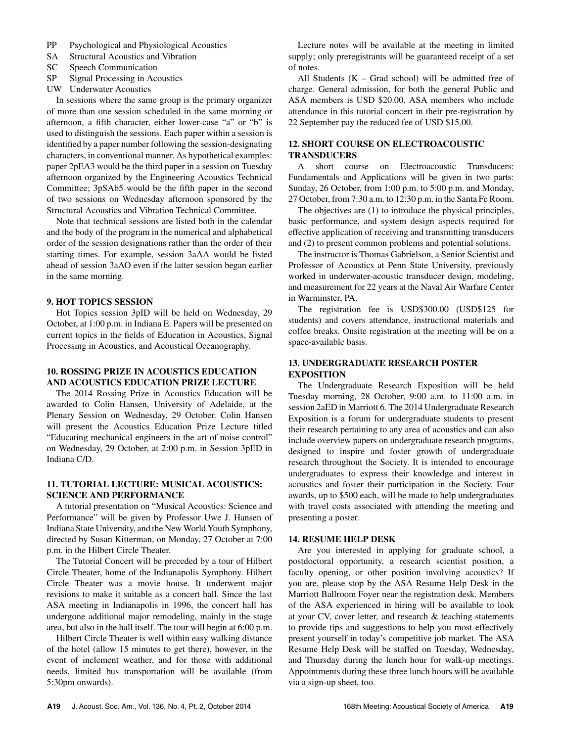PP Psychological and Physiological Acoustics
SA Structural Acoustics and Vibration
SC Speech Communication
SP Signal Processing in Acoustics
UW Underwater Acoustics

In sessions where the same group is the primary organizer of more than one session scheduled in the same morning or afternoon, a fifth character, either lower-case "a" or "b" is used to distinguish the sessions. Each paper within a session is identified by a paper number following the session-designating characters, in conventional manner. As hypothetical examples: paper 2pEA3 would be the third paper in a session on Tuesday afternoon organized by the Engineering Acoustics Technical Committee; 3pSAb5 would be the fifth paper in the second of two sessions on Wednesday afternoon sponsored by the Structural Acoustics and Vibration Technical Committee.

Note that technical sessions are listed both in the calendar and the body of the program in the numerical and alphabetical order of the session designations rather than the order of their starting times. For example, session 3aAA would be listed ahead of session 3aAO even if the latter session began earlier in the same morning.

## 9. HOT TOPICS SESSION

Hot Topics session 3pID will be held on Wednesday, 29 October, at 1:00 p.m. in Indiana E. Papers will be presented on current topics in the fields of Education in Acoustics, Signal Processing in Acoustics, and Acoustical Oceanography.

## 10. ROSSING PRIZE IN ACOUSTICS EDUCATION AND ACOUSTICS EDUCATION PRIZE LECTURE

The 2014 Rossing Prize in Acoustics Education will be awarded to Colin Hansen, University of Adelaide, at the Plenary Session on Wednesday, 29 October. Colin Hansen will present the Acoustics Education Prize Lecture titled "Educating mechanical engineers in the art of noise control" on Wednesday, 29 October, at 2:00 p.m. in Session 3pED in Indiana C/D.

## 11. TUTORIAL LECTURE: MUSICAL ACOUSTICS: SCIENCE AND PERFORMANCE

A tutorial presentation on "Musical Acoustics: Science and Performance" will be given by Professor Uwe J. Hansen of Indiana State University, and the New World Youth Symphony, directed by Susan Kitterman, on Monday, 27 October at 7:00 p.m. in the Hilbert Circle Theater.

The Tutorial Concert will be preceded by a tour of Hilbert Circle Theater, home of the Indianapolis Symphony. Hilbert Circle Theater was a movie house. It underwent major revisions to make it suitable as a concert hall. Since the last ASA meeting in Indianapolis in 1996, the concert hall has undergone additional major remodeling, mainly in the stage area, but also in the hall itself. The tour will begin at 6:00 p.m.

Hilbert Circle Theater is well within easy walking distance of the hotel (allow 15 minutes to get there), however, in the event of inclement weather, and for those with additional needs, limited bus transportation will be available (from 5:30pm onwards).

Lecture notes will be available at the meeting in limited supply; only preregistrants will be guaranteed receipt of a set of notes.

All Students (K – Grad school) will be admitted free of charge. General admission, for both the general Public and ASA members is USD $20.00. ASA members who include attendance in this tutorial concert in their pre-registration by 22 September pay the reduced fee of USD $15.00.

## 12. SHORT COURSE ON ELECTROACOUSTIC TRANSDUCERS

A short course on Electroacoustic Transducers: Fundamentals and Applications will be given in two parts: Sunday, 26 October, from 1:00 p.m. to 5:00 p.m. and Monday, 27 October, from 7:30 a.m. to 12:30 p.m. in the Santa Fe Room.

The objectives are (1) to introduce the physical principles, basic performance, and system design aspects required for effective application of receiving and transmitting transducers and (2) to present common problems and potential solutions.

The instructor is Thomas Gabrielson, a Senior Scientist and Professor of Acoustics at Penn State University, previously worked in underwater-acoustic transducer design, modeling, and measurement for 22 years at the Naval Air Warfare Center in Warminster, PA.

The registration fee is USD$300.00 (USD$125 for students) and covers attendance, instructional materials and coffee breaks. Onsite registration at the meeting will be on a space-available basis.

## 13. UNDERGRADUATE RESEARCH POSTER EXPOSITION

The Undergraduate Research Exposition will be held Tuesday morning, 28 October, 9:00 a.m. to 11:00 a.m. in session 2aED in Marriott 6. The 2014 Undergraduate Research Exposition is a forum for undergraduate students to present their research pertaining to any area of acoustics and can also include overview papers on undergraduate research programs, designed to inspire and foster growth of undergraduate research throughout the Society. It is intended to encourage undergraduates to express their knowledge and interest in acoustics and foster their participation in the Society. Four awards, up to $500 each, will be made to help undergraduates with travel costs associated with attending the meeting and presenting a poster.

## 14. RESUME HELP DESK

Are you interested in applying for graduate school, a postdoctoral opportunity, a research scientist position, a faculty opening, or other position involving acoustics? If you are, please stop by the ASA Resume Help Desk in the Marriott Ballroom Foyer near the registration desk. Members of the ASA experienced in hiring will be available to look at your CV, cover letter, and research & teaching statements to provide tips and suggestions to help you most effectively present yourself in today's competitive job market. The ASA Resume Help Desk will be staffed on Tuesday, Wednesday, and Thursday during the lunch hour for walk-up meetings. Appointments during these three lunch hours will be available via a sign-up sheet, too.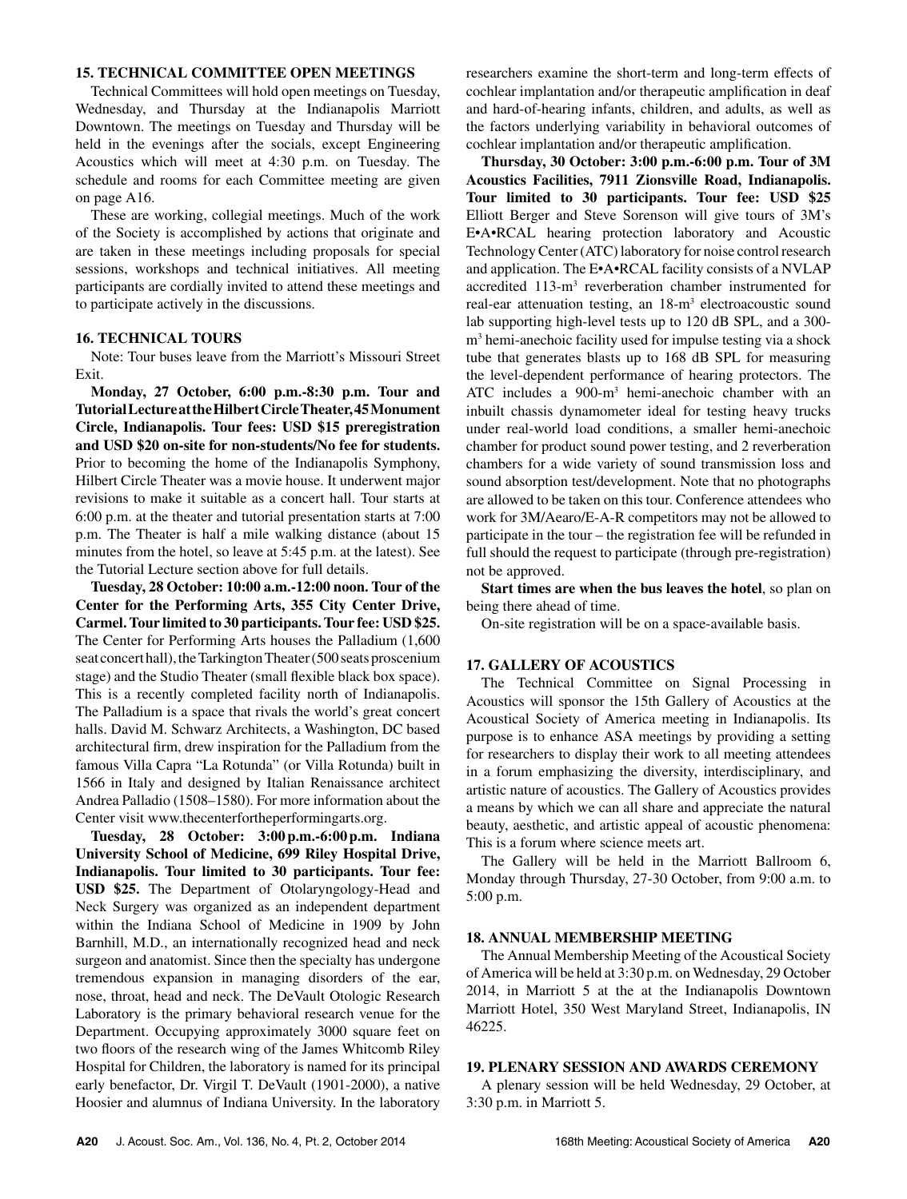## 15. TECHNICAL COMMITTEE OPEN MEETINGS

Technical Committees will hold open meetings on Tuesday, Wednesday, and Thursday at the Indianapolis Marriott Downtown. The meetings on Tuesday and Thursday will be held in the evenings after the socials, except Engineering Acoustics which will meet at 4:30 p.m. on Tuesday. The schedule and rooms for each Committee meeting are given on page A16.

These are working, collegial meetings. Much of the work of the Society is accomplished by actions that originate and are taken in these meetings including proposals for special sessions, workshops and technical initiatives. All meeting participants are cordially invited to attend these meetings and to participate actively in the discussions.

## 16. TECHNICAL TOURS

Note: Tour buses leave from the Marriott's Missouri Street Exit.

**Monday, 27 October, 6:00 p.m.-8:30 p.m. Tour and Tutorial Lecture at the Hilbert Circle Theater, 45 Monument Circle, Indianapolis. Tour fees: USD $15 preregistration and USD $20 on-site for non-students/No fee for students.** Prior to becoming the home of the Indianapolis Symphony, Hilbert Circle Theater was a movie house. It underwent major revisions to make it suitable as a concert hall. Tour starts at 6:00 p.m. at the theater and tutorial presentation starts at 7:00 p.m. The Theater is half a mile walking distance (about 15 minutes from the hotel, so leave at 5:45 p.m. at the latest). See the Tutorial Lecture section above for full details.

**Tuesday, 28 October: 10:00 a.m.-12:00 noon. Tour of the Center for the Performing Arts, 355 City Center Drive, Carmel. Tour limited to 30 participants. Tour fee: USD $25.** The Center for Performing Arts houses the Palladium (1,600 seat concert hall), the Tarkington Theater (500 seats proscenium stage) and the Studio Theater (small flexible black box space). This is a recently completed facility north of Indianapolis. The Palladium is a space that rivals the world's great concert halls. David M. Schwarz Architects, a Washington, DC based architectural firm, drew inspiration for the Palladium from the famous Villa Capra "La Rotunda" (or Villa Rotunda) built in 1566 in Italy and designed by Italian Renaissance architect Andrea Palladio (1508–1580). For more information about the Center visit www.thecenterfortheperformingarts.org.

**Tuesday, 28 October: 3:00 p.m.-6:00 p.m. Indiana University School of Medicine, 699 Riley Hospital Drive, Indianapolis. Tour limited to 30 participants. Tour fee: USD $25.** The Department of Otolaryngology-Head and Neck Surgery was organized as an independent department within the Indiana School of Medicine in 1909 by John Barnhill, M.D., an internationally recognized head and neck surgeon and anatomist. Since then the specialty has undergone tremendous expansion in managing disorders of the ear, nose, throat, head and neck. The DeVault Otologic Research Laboratory is the primary behavioral research venue for the Department. Occupying approximately 3000 square feet on two floors of the research wing of the James Whitcomb Riley Hospital for Children, the laboratory is named for its principal early benefactor, Dr. Virgil T. DeVault (1901-2000), a native Hoosier and alumnus of Indiana University. In the laboratory researchers examine the short-term and long-term effects of cochlear implantation and/or therapeutic amplification in deaf and hard-of-hearing infants, children, and adults, as well as the factors underlying variability in behavioral outcomes of cochlear implantation and/or therapeutic amplification.

**Thursday, 30 October: 3:00 p.m.-6:00 p.m. Tour of 3M Acoustics Facilities, 7911 Zionsville Road, Indianapolis. Tour limited to 30 participants. Tour fee: USD $25** Elliott Berger and Steve Sorenson will give tours of 3M's E•A•RCAL hearing protection laboratory and Acoustic Technology Center (ATC) laboratory for noise control research and application. The E•A•RCAL facility consists of a NVLAP accredited 113-$m^3$ reverberation chamber instrumented for real-ear attenuation testing, an 18-$m^3$ electroacoustic sound lab supporting high-level tests up to 120 dB SPL, and a 300-$m^3$ hemi-anechoic facility used for impulse testing via a shock tube that generates blasts up to 168 dB SPL for measuring the level-dependent performance of hearing protectors. The ATC includes a 900-$m^3$ hemi-anechoic chamber with an inbuilt chassis dynamometer ideal for testing heavy trucks under real-world load conditions, a smaller hemi-anechoic chamber for product sound power testing, and 2 reverberation chambers for a wide variety of sound transmission loss and sound absorption test/development. Note that no photographs are allowed to be taken on this tour. Conference attendees who work for 3M/Aearo/E-A-R competitors may not be allowed to participate in the tour – the registration fee will be refunded in full should the request to participate (through pre-registration) not be approved.

**Start times are when the bus leaves the hotel**, so plan on being there ahead of time.

On-site registration will be on a space-available basis.

## 17. GALLERY OF ACOUSTICS

The Technical Committee on Signal Processing in Acoustics will sponsor the 15th Gallery of Acoustics at the Acoustical Society of America meeting in Indianapolis. Its purpose is to enhance ASA meetings by providing a setting for researchers to display their work to all meeting attendees in a forum emphasizing the diversity, interdisciplinary, and artistic nature of acoustics. The Gallery of Acoustics provides a means by which we can all share and appreciate the natural beauty, aesthetic, and artistic appeal of acoustic phenomena: This is a forum where science meets art.

The Gallery will be held in the Marriott Ballroom 6, Monday through Thursday, 27-30 October, from 9:00 a.m. to 5:00 p.m.

## 18. ANNUAL MEMBERSHIP MEETING

The Annual Membership Meeting of the Acoustical Society of America will be held at 3:30 p.m. on Wednesday, 29 October 2014, in Marriott 5 at the at the Indianapolis Downtown Marriott Hotel, 350 West Maryland Street, Indianapolis, IN 46225.

## 19. PLENARY SESSION AND AWARDS CEREMONY

A plenary session will be held Wednesday, 29 October, at 3:30 p.m. in Marriott 5.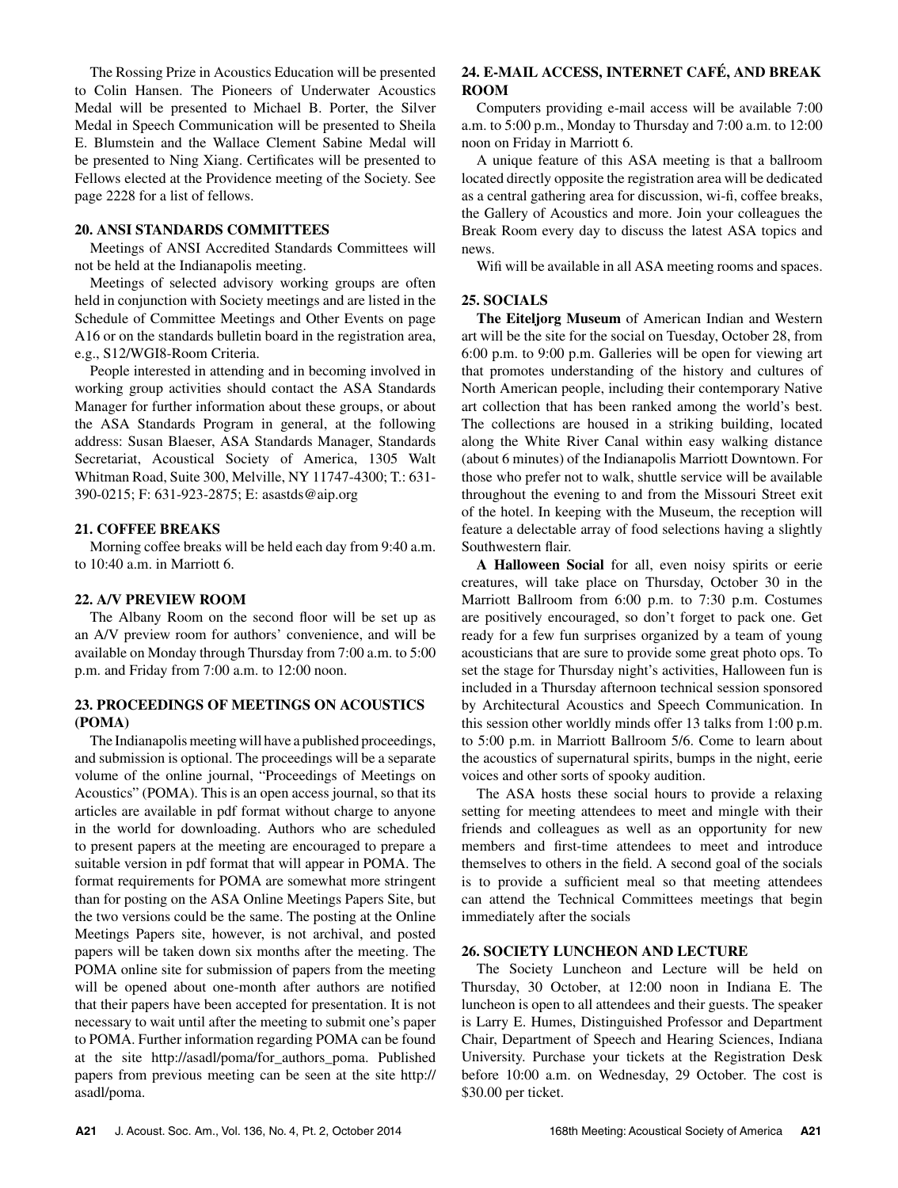The Rossing Prize in Acoustics Education will be presented to Colin Hansen. The Pioneers of Underwater Acoustics Medal will be presented to Michael B. Porter, the Silver Medal in Speech Communication will be presented to Sheila E. Blumstein and the Wallace Clement Sabine Medal will be presented to Ning Xiang. Certificates will be presented to Fellows elected at the Providence meeting of the Society. See page 2228 for a list of fellows.

## 20. ANSI STANDARDS COMMITTEES

Meetings of ANSI Accredited Standards Committees will not be held at the Indianapolis meeting.

Meetings of selected advisory working groups are often held in conjunction with Society meetings and are listed in the Schedule of Committee Meetings and Other Events on page A16 or on the standards bulletin board in the registration area, e.g., S12/WGI8-Room Criteria.

People interested in attending and in becoming involved in working group activities should contact the ASA Standards Manager for further information about these groups, or about the ASA Standards Program in general, at the following address: Susan Blaeser, ASA Standards Manager, Standards Secretariat, Acoustical Society of America, 1305 Walt Whitman Road, Suite 300, Melville, NY 11747-4300; T.: 631-390-0215; F: 631-923-2875; E: asastds@aip.org

## 21. COFFEE BREAKS

Morning coffee breaks will be held each day from 9:40 a.m. to 10:40 a.m. in Marriott 6.

## 22. A/V PREVIEW ROOM

The Albany Room on the second floor will be set up as an A/V preview room for authors' convenience, and will be available on Monday through Thursday from 7:00 a.m. to 5:00 p.m. and Friday from 7:00 a.m. to 12:00 noon.

## 23. PROCEEDINGS OF MEETINGS ON ACOUSTICS (POMA)

The Indianapolis meeting will have a published proceedings, and submission is optional. The proceedings will be a separate volume of the online journal, "Proceedings of Meetings on Acoustics" (POMA). This is an open access journal, so that its articles are available in pdf format without charge to anyone in the world for downloading. Authors who are scheduled to present papers at the meeting are encouraged to prepare a suitable version in pdf format that will appear in POMA. The format requirements for POMA are somewhat more stringent than for posting on the ASA Online Meetings Papers Site, but the two versions could be the same. The posting at the Online Meetings Papers site, however, is not archival, and posted papers will be taken down six months after the meeting. The POMA online site for submission of papers from the meeting will be opened about one-month after authors are notified that their papers have been accepted for presentation. It is not necessary to wait until after the meeting to submit one's paper to POMA. Further information regarding POMA can be found at the site http://asadl/poma/for_authors_poma. Published papers from previous meeting can be seen at the site http://asadl/poma.

## 24. E-MAIL ACCESS, INTERNET CAFÉ, AND BREAK ROOM

Computers providing e-mail access will be available 7:00 a.m. to 5:00 p.m., Monday to Thursday and 7:00 a.m. to 12:00 noon on Friday in Marriott 6.

A unique feature of this ASA meeting is that a ballroom located directly opposite the registration area will be dedicated as a central gathering area for discussion, wi-fi, coffee breaks, the Gallery of Acoustics and more. Join your colleagues the Break Room every day to discuss the latest ASA topics and news.

Wifi will be available in all ASA meeting rooms and spaces.

## 25. SOCIALS

**The Eiteljorg Museum** of American Indian and Western art will be the site for the social on Tuesday, October 28, from 6:00 p.m. to 9:00 p.m. Galleries will be open for viewing art that promotes understanding of the history and cultures of North American people, including their contemporary Native art collection that has been ranked among the world's best. The collections are housed in a striking building, located along the White River Canal within easy walking distance (about 6 minutes) of the Indianapolis Marriott Downtown. For those who prefer not to walk, shuttle service will be available throughout the evening to and from the Missouri Street exit of the hotel. In keeping with the Museum, the reception will feature a delectable array of food selections having a slightly Southwestern flair.

**A Halloween Social** for all, even noisy spirits or eerie creatures, will take place on Thursday, October 30 in the Marriott Ballroom from 6:00 p.m. to 7:30 p.m. Costumes are positively encouraged, so don't forget to pack one. Get ready for a few fun surprises organized by a team of young acousticians that are sure to provide some great photo ops. To set the stage for Thursday night's activities, Halloween fun is included in a Thursday afternoon technical session sponsored by Architectural Acoustics and Speech Communication. In this session other worldly minds offer 13 talks from 1:00 p.m. to 5:00 p.m. in Marriott Ballroom 5/6. Come to learn about the acoustics of supernatural spirits, bumps in the night, eerie voices and other sorts of spooky audition.

The ASA hosts these social hours to provide a relaxing setting for meeting attendees to meet and mingle with their friends and colleagues as well as an opportunity for new members and first-time attendees to meet and introduce themselves to others in the field. A second goal of the socials is to provide a sufficient meal so that meeting attendees can attend the Technical Committees meetings that begin immediately after the socials

## 26. SOCIETY LUNCHEON AND LECTURE

The Society Luncheon and Lecture will be held on Thursday, 30 October, at 12:00 noon in Indiana E. The luncheon is open to all attendees and their guests. The speaker is Larry E. Humes, Distinguished Professor and Department Chair, Department of Speech and Hearing Sciences, Indiana University. Purchase your tickets at the Registration Desk before 10:00 a.m. on Wednesday, 29 October. The cost is $30.00 per ticket.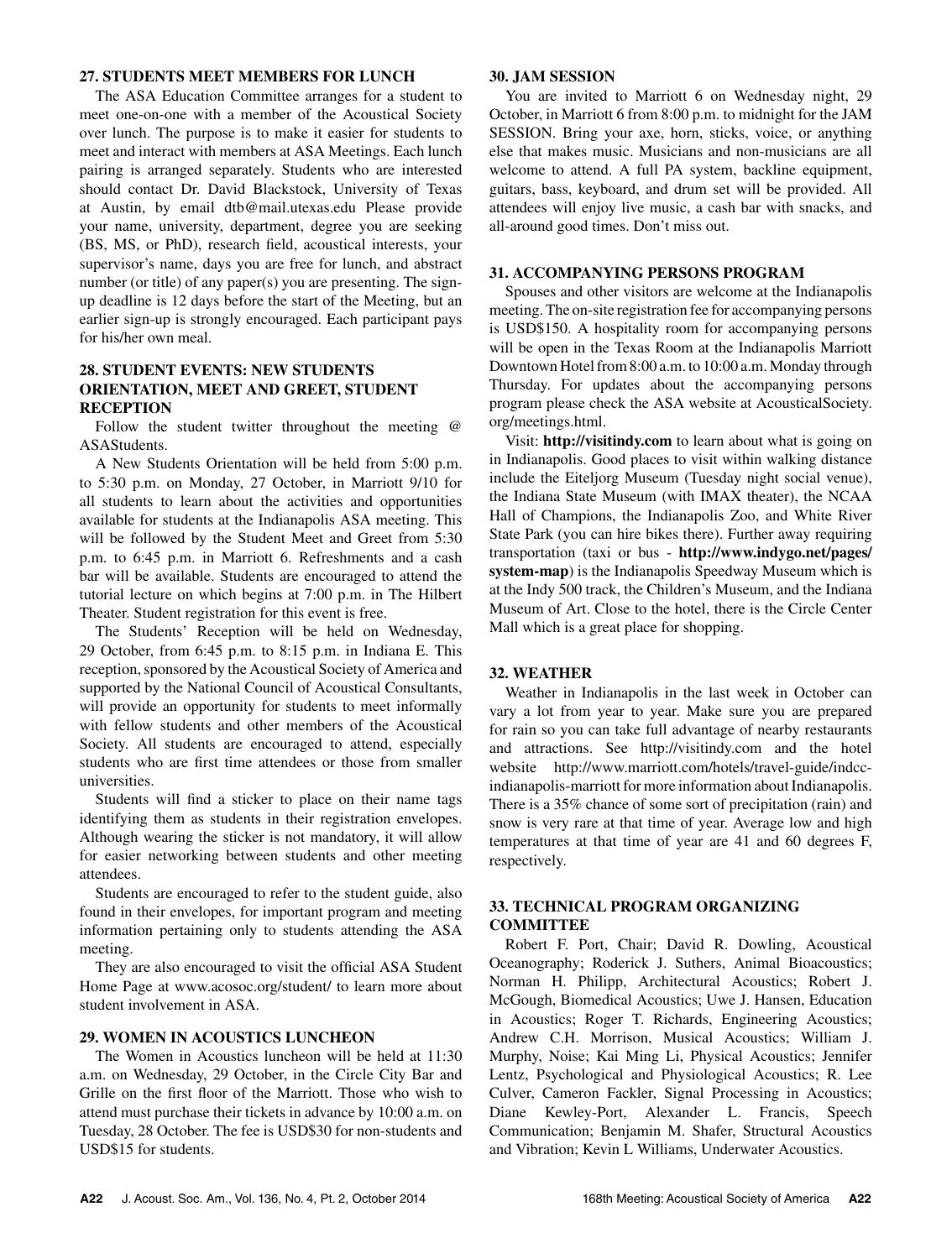## 27. STUDENTS MEET MEMBERS FOR LUNCH

The ASA Education Committee arranges for a student to meet one-on-one with a member of the Acoustical Society over lunch. The purpose is to make it easier for students to meet and interact with members at ASA Meetings. Each lunch pairing is arranged separately. Students who are interested should contact Dr. David Blackstock, University of Texas at Austin, by email dtb@mail.utexas.edu Please provide your name, university, department, degree you are seeking (BS, MS, or PhD), research field, acoustical interests, your supervisor's name, days you are free for lunch, and abstract number (or title) of any paper(s) you are presenting. The sign-up deadline is 12 days before the start of the Meeting, but an earlier sign-up is strongly encouraged. Each participant pays for his/her own meal.

## 28. STUDENT EVENTS: NEW STUDENTS ORIENTATION, MEET AND GREET, STUDENT RECEPTION

Follow the student twitter throughout the meeting @ ASAStudents.

A New Students Orientation will be held from 5:00 p.m. to 5:30 p.m. on Monday, 27 October, in Marriott 9/10 for all students to learn about the activities and opportunities available for students at the Indianapolis ASA meeting. This will be followed by the Student Meet and Greet from 5:30 p.m. to 6:45 p.m. in Marriott 6. Refreshments and a cash bar will be available. Students are encouraged to attend the tutorial lecture on which begins at 7:00 p.m. in The Hilbert Theater. Student registration for this event is free.

The Students' Reception will be held on Wednesday, 29 October, from 6:45 p.m. to 8:15 p.m. in Indiana E. This reception, sponsored by the Acoustical Society of America and supported by the National Council of Acoustical Consultants, will provide an opportunity for students to meet informally with fellow students and other members of the Acoustical Society. All students are encouraged to attend, especially students who are first time attendees or those from smaller universities.

Students will find a sticker to place on their name tags identifying them as students in their registration envelopes. Although wearing the sticker is not mandatory, it will allow for easier networking between students and other meeting attendees.

Students are encouraged to refer to the student guide, also found in their envelopes, for important program and meeting information pertaining only to students attending the ASA meeting.

They are also encouraged to visit the official ASA Student Home Page at www.acosoc.org/student/ to learn more about student involvement in ASA.

## 29. WOMEN IN ACOUSTICS LUNCHEON

The Women in Acoustics luncheon will be held at 11:30 a.m. on Wednesday, 29 October, in the Circle City Bar and Grille on the first floor of the Marriott. Those who wish to attend must purchase their tickets in advance by 10:00 a.m. on Tuesday, 28 October. The fee is USD$30 for non-students and USD$15 for students.

## 30. JAM SESSION

You are invited to Marriott 6 on Wednesday night, 29 October, in Marriott 6 from 8:00 p.m. to midnight for the JAM SESSION. Bring your axe, horn, sticks, voice, or anything else that makes music. Musicians and non-musicians are all welcome to attend. A full PA system, backline equipment, guitars, bass, keyboard, and drum set will be provided. All attendees will enjoy live music, a cash bar with snacks, and all-around good times. Don't miss out.

## 31. ACCOMPANYING PERSONS PROGRAM

Spouses and other visitors are welcome at the Indianapolis meeting. The on-site registration fee for accompanying persons is USD$150. A hospitality room for accompanying persons will be open in the Texas Room at the Indianapolis Marriott Downtown Hotel from 8:00 a.m. to 10:00 a.m. Monday through Thursday. For updates about the accompanying persons program please check the ASA website at AcousticalSociety.org/meetings.html.

Visit: **http://visitindy.com** to learn about what is going on in Indianapolis. Good places to visit within walking distance include the Eiteljorg Museum (Tuesday night social venue), the Indiana State Museum (with IMAX theater), the NCAA Hall of Champions, the Indianapolis Zoo, and White River State Park (you can hire bikes there). Further away requiring transportation (taxi or bus - **http://www.indygo.net/pages/system-map**) is the Indianapolis Speedway Museum which is at the Indy 500 track, the Children's Museum, and the Indiana Museum of Art. Close to the hotel, there is the Circle Center Mall which is a great place for shopping.

## 32. WEATHER

Weather in Indianapolis in the last week in October can vary a lot from year to year. Make sure you are prepared for rain so you can take full advantage of nearby restaurants and attractions. See http://visitindy.com and the hotel website http://www.marriott.com/hotels/travel-guide/indcc-indianapolis-marriott for more information about Indianapolis. There is a 35% chance of some sort of precipitation (rain) and snow is very rare at that time of year. Average low and high temperatures at that time of year are 41 and 60 degrees F, respectively.

## 33. TECHNICAL PROGRAM ORGANIZING COMMITTEE

Robert F. Port, Chair; David R. Dowling, Acoustical Oceanography; Roderick J. Suthers, Animal Bioacoustics; Norman H. Philipp, Architectural Acoustics; Robert J. McGough, Biomedical Acoustics; Uwe J. Hansen, Education in Acoustics; Roger T. Richards, Engineering Acoustics; Andrew C.H. Morrison, Musical Acoustics; William J. Murphy, Noise; Kai Ming Li, Physical Acoustics; Jennifer Lentz, Psychological and Physiological Acoustics; R. Lee Culver, Cameron Fackler, Signal Processing in Acoustics; Diane Kewley-Port, Alexander L. Francis, Speech Communication; Benjamin M. Shafer, Structural Acoustics and Vibration; Kevin L Williams, Underwater Acoustics.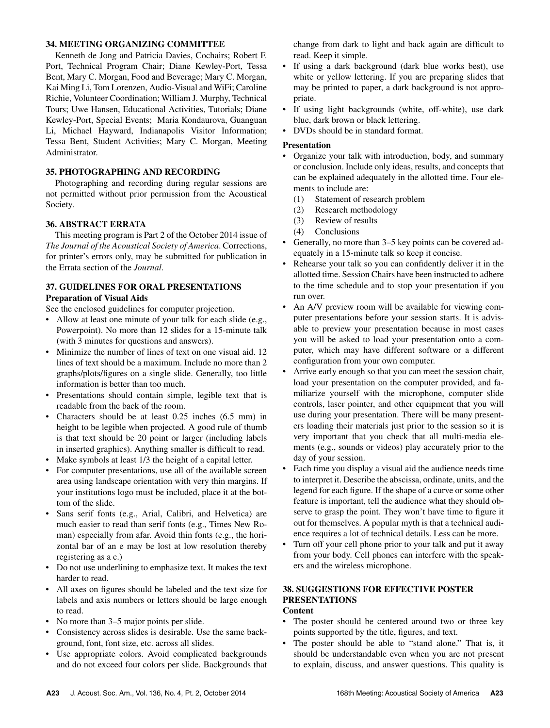## 34. MEETING ORGANIZING COMMITTEE

Kenneth de Jong and Patricia Davies, Cochairs; Robert F. Port, Technical Program Chair; Diane Kewley-Port, Tessa Bent, Mary C. Morgan, Food and Beverage; Mary C. Morgan, Kai Ming Li, Tom Lorenzen, Audio-Visual and WiFi; Caroline Richie, Volunteer Coordination; William J. Murphy, Technical Tours; Uwe Hansen, Educational Activities, Tutorials; Diane Kewley-Port, Special Events; Maria Kondaurova, Guanguan Li, Michael Hayward, Indianapolis Visitor Information; Tessa Bent, Student Activities; Mary C. Morgan, Meeting Administrator.

## 35. PHOTOGRAPHING AND RECORDING

Photographing and recording during regular sessions are not permitted without prior permission from the Acoustical Society.

## 36. ABSTRACT ERRATA

This meeting program is Part 2 of the October 2014 issue of *The Journal of the Acoustical Society of America*. Corrections, for printer's errors only, may be submitted for publication in the Errata section of the *Journal*.

## 37. GUIDELINES FOR ORAL PRESENTATIONS

### Preparation of Visual Aids

See the enclosed guidelines for computer projection.

- Allow at least one minute of your talk for each slide (e.g., Powerpoint). No more than 12 slides for a 15-minute talk (with 3 minutes for questions and answers).
- Minimize the number of lines of text on one visual aid. 12 lines of text should be a maximum. Include no more than 2 graphs/plots/figures on a single slide. Generally, too little information is better than too much.
- Presentations should contain simple, legible text that is readable from the back of the room.
- Characters should be at least 0.25 inches (6.5 mm) in height to be legible when projected. A good rule of thumb is that text should be 20 point or larger (including labels in inserted graphics). Anything smaller is difficult to read.
- Make symbols at least 1/3 the height of a capital letter.
- For computer presentations, use all of the available screen area using landscape orientation with very thin margins. If your institutions logo must be included, place it at the bottom of the slide.
- Sans serif fonts (e.g., Arial, Calibri, and Helvetica) are much easier to read than serif fonts (e.g., Times New Roman) especially from afar. Avoid thin fonts (e.g., the horizontal bar of an e may be lost at low resolution thereby registering as a c.)
- Do not use underlining to emphasize text. It makes the text harder to read.
- All axes on figures should be labeled and the text size for labels and axis numbers or letters should be large enough to read.
- No more than 3–5 major points per slide.
- Consistency across slides is desirable. Use the same background, font, font size, etc. across all slides.
- Use appropriate colors. Avoid complicated backgrounds and do not exceed four colors per slide. Backgrounds that change from dark to light and back again are difficult to read. Keep it simple.
- If using a dark background (dark blue works best), use white or yellow lettering. If you are preparing slides that may be printed to paper, a dark background is not appropriate.
- If using light backgrounds (white, off-white), use dark blue, dark brown or black lettering.
- DVDs should be in standard format.

### Presentation

- Organize your talk with introduction, body, and summary or conclusion. Include only ideas, results, and concepts that can be explained adequately in the allotted time. Four elements to include are:
  1. Statement of research problem
  2. Research methodology
  3. Review of results
  4. Conclusions
- Generally, no more than 3–5 key points can be covered adequately in a 15-minute talk so keep it concise.
- Rehearse your talk so you can confidently deliver it in the allotted time. Session Chairs have been instructed to adhere to the time schedule and to stop your presentation if you run over.
- An A/V preview room will be available for viewing computer presentations before your session starts. It is advisable to preview your presentation because in most cases you will be asked to load your presentation onto a computer, which may have different software or a different configuration from your own computer.
- Arrive early enough so that you can meet the session chair, load your presentation on the computer provided, and familiarize yourself with the microphone, computer slide controls, laser pointer, and other equipment that you will use during your presentation. There will be many presenters loading their materials just prior to the session so it is very important that you check that all multi-media elements (e.g., sounds or videos) play accurately prior to the day of your session.
- Each time you display a visual aid the audience needs time to interpret it. Describe the abscissa, ordinate, units, and the legend for each figure. If the shape of a curve or some other feature is important, tell the audience what they should observe to grasp the point. They won't have time to figure it out for themselves. A popular myth is that a technical audience requires a lot of technical details. Less can be more.
- Turn off your cell phone prior to your talk and put it away from your body. Cell phones can interfere with the speakers and the wireless microphone.

## 38. SUGGESTIONS FOR EFFECTIVE POSTER PRESENTATIONS

### Content

- The poster should be centered around two or three key points supported by the title, figures, and text.
- The poster should be able to "stand alone." That is, it should be understandable even when you are not present to explain, discuss, and answer questions. This quality is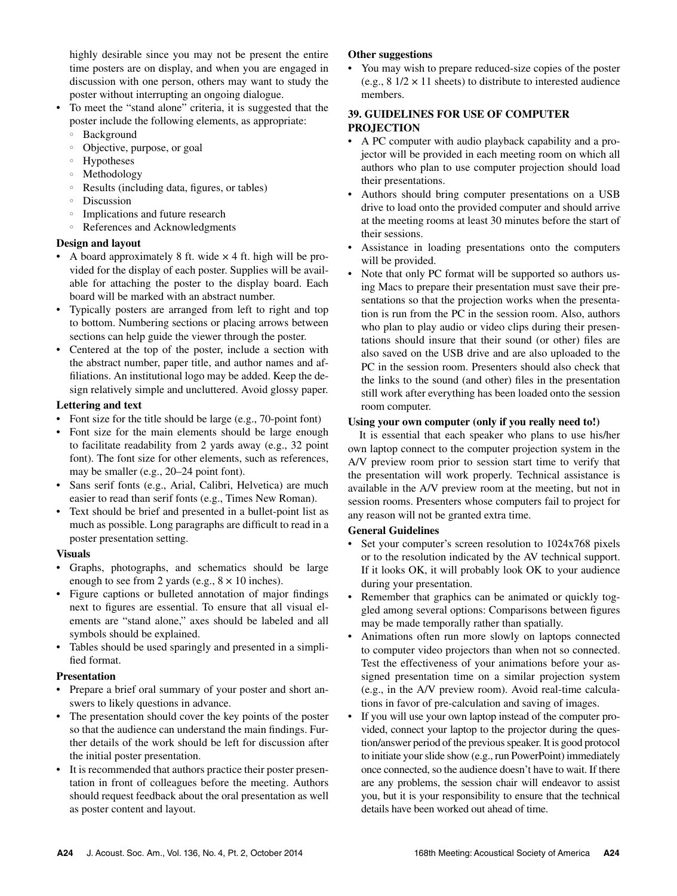highly desirable since you may not be present the entire time posters are on display, and when you are engaged in discussion with one person, others may want to study the poster without interrupting an ongoing dialogue.

- To meet the "stand alone" criteria, it is suggested that the poster include the following elements, as appropriate:
  - Background
  - Objective, purpose, or goal
  - Hypotheses
  - Methodology
  - Results (including data, figures, or tables)
  - Discussion
  - Implications and future research
  - References and Acknowledgments

**Design and layout**

- A board approximately 8 ft. wide × 4 ft. high will be provided for the display of each poster. Supplies will be available for attaching the poster to the display board. Each board will be marked with an abstract number.
- Typically posters are arranged from left to right and top to bottom. Numbering sections or placing arrows between sections can help guide the viewer through the poster.
- Centered at the top of the poster, include a section with the abstract number, paper title, and author names and affiliations. An institutional logo may be added. Keep the design relatively simple and uncluttered. Avoid glossy paper.

**Lettering and text**

- Font size for the title should be large (e.g., 70-point font)
- Font size for the main elements should be large enough to facilitate readability from 2 yards away (e.g., 32 point font). The font size for other elements, such as references, may be smaller (e.g., 20–24 point font).
- Sans serif fonts (e.g., Arial, Calibri, Helvetica) are much easier to read than serif fonts (e.g., Times New Roman).
- Text should be brief and presented in a bullet-point list as much as possible. Long paragraphs are difficult to read in a poster presentation setting.

**Visuals**

- Graphs, photographs, and schematics should be large enough to see from 2 yards (e.g., 8 × 10 inches).
- Figure captions or bulleted annotation of major findings next to figures are essential. To ensure that all visual elements are "stand alone," axes should be labeled and all symbols should be explained.
- Tables should be used sparingly and presented in a simplified format.

**Presentation**

- Prepare a brief oral summary of your poster and short answers to likely questions in advance.
- The presentation should cover the key points of the poster so that the audience can understand the main findings. Further details of the work should be left for discussion after the initial poster presentation.
- It is recommended that authors practice their poster presentation in front of colleagues before the meeting. Authors should request feedback about the oral presentation as well as poster content and layout.

**Other suggestions**

- You may wish to prepare reduced-size copies of the poster (e.g., 8 1/2 × 11 sheets) to distribute to interested audience members.

## 39. GUIDELINES FOR USE OF COMPUTER PROJECTION

- A PC computer with audio playback capability and a projector will be provided in each meeting room on which all authors who plan to use computer projection should load their presentations.
- Authors should bring computer presentations on a USB drive to load onto the provided computer and should arrive at the meeting rooms at least 30 minutes before the start of their sessions.
- Assistance in loading presentations onto the computers will be provided.
- Note that only PC format will be supported so authors using Macs to prepare their presentation must save their presentations so that the projection works when the presentation is run from the PC in the session room. Also, authors who plan to play audio or video clips during their presentations should insure that their sound (or other) files are also saved on the USB drive and are also uploaded to the PC in the session room. Presenters should also check that the links to the sound (and other) files in the presentation still work after everything has been loaded onto the session room computer.

**Using your own computer (only if you really need to!)**

It is essential that each speaker who plans to use his/her own laptop connect to the computer projection system in the A/V preview room prior to session start time to verify that the presentation will work properly. Technical assistance is available in the A/V preview room at the meeting, but not in session rooms. Presenters whose computers fail to project for any reason will not be granted extra time.

**General Guidelines**

- Set your computer's screen resolution to 1024x768 pixels or to the resolution indicated by the AV technical support. If it looks OK, it will probably look OK to your audience during your presentation.
- Remember that graphics can be animated or quickly toggled among several options: Comparisons between figures may be made temporally rather than spatially.
- Animations often run more slowly on laptops connected to computer video projectors than when not so connected. Test the effectiveness of your animations before your assigned presentation time on a similar projection system (e.g., in the A/V preview room). Avoid real-time calculations in favor of pre-calculation and saving of images.
- If you will use your own laptop instead of the computer provided, connect your laptop to the projector during the question/answer period of the previous speaker. It is good protocol to initiate your slide show (e.g., run PowerPoint) immediately once connected, so the audience doesn't have to wait. If there are any problems, the session chair will endeavor to assist you, but it is your responsibility to ensure that the technical details have been worked out ahead of time.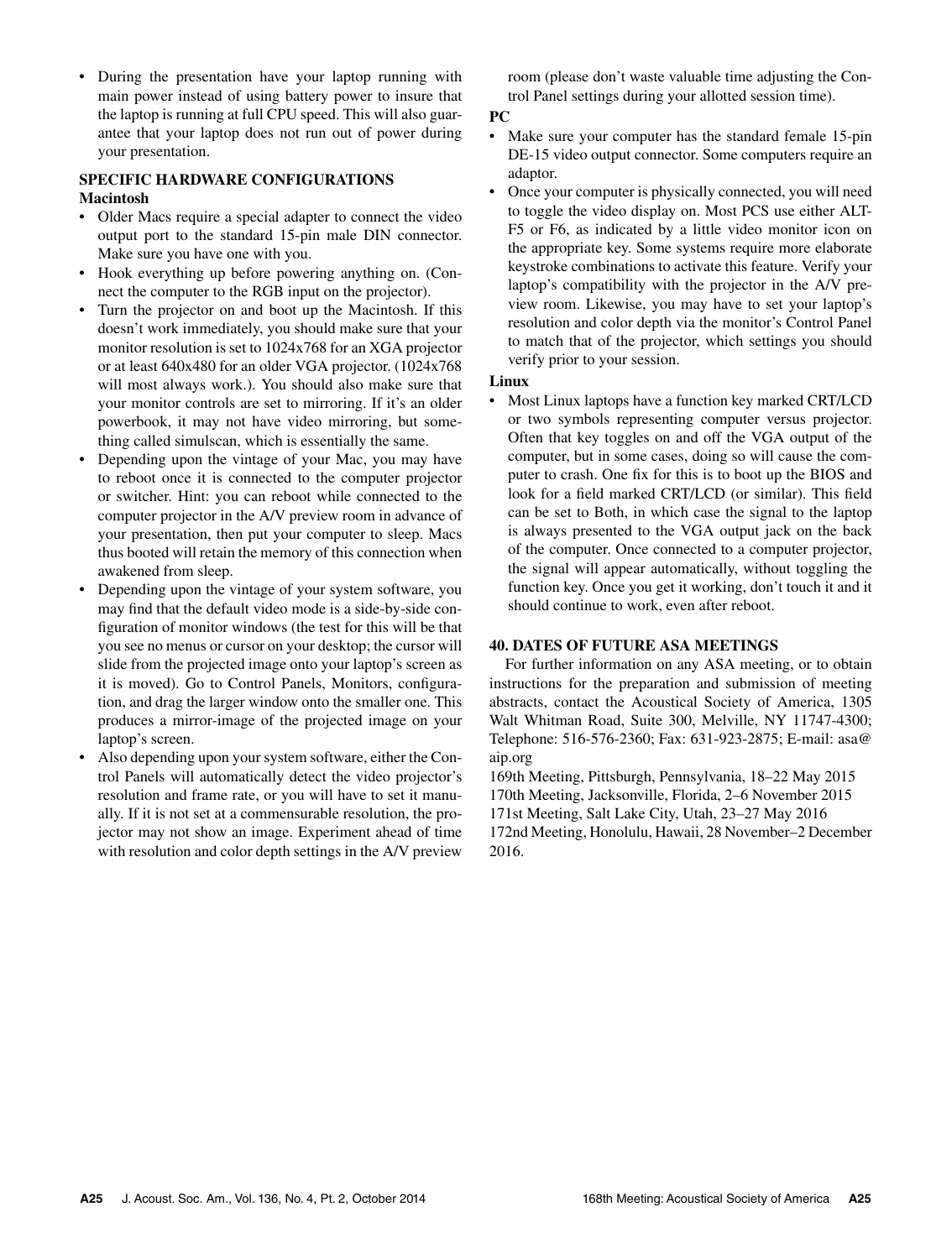- During the presentation have your laptop running with main power instead of using battery power to insure that the laptop is running at full CPU speed. This will also guarantee that your laptop does not run out of power during your presentation.

## SPECIFIC HARDWARE CONFIGURATIONS

### Macintosh

- Older Macs require a special adapter to connect the video output port to the standard 15-pin male DIN connector. Make sure you have one with you.
- Hook everything up before powering anything on. (Connect the computer to the RGB input on the projector).
- Turn the projector on and boot up the Macintosh. If this doesn't work immediately, you should make sure that your monitor resolution is set to 1024x768 for an XGA projector or at least 640x480 for an older VGA projector. (1024x768 will most always work.). You should also make sure that your monitor controls are set to mirroring. If it's an older powerbook, it may not have video mirroring, but something called simulscan, which is essentially the same.
- Depending upon the vintage of your Mac, you may have to reboot once it is connected to the computer projector or switcher. Hint: you can reboot while connected to the computer projector in the A/V preview room in advance of your presentation, then put your computer to sleep. Macs thus booted will retain the memory of this connection when awakened from sleep.
- Depending upon the vintage of your system software, you may find that the default video mode is a side-by-side configuration of monitor windows (the test for this will be that you see no menus or cursor on your desktop; the cursor will slide from the projected image onto your laptop's screen as it is moved). Go to Control Panels, Monitors, configuration, and drag the larger window onto the smaller one. This produces a mirror-image of the projected image on your laptop's screen.
- Also depending upon your system software, either the Control Panels will automatically detect the video projector's resolution and frame rate, or you will have to set it manually. If it is not set at a commensurable resolution, the projector may not show an image. Experiment ahead of time with resolution and color depth settings in the A/V preview room (please don't waste valuable time adjusting the Control Panel settings during your allotted session time).

### PC

- Make sure your computer has the standard female 15-pin DE-15 video output connector. Some computers require an adaptor.
- Once your computer is physically connected, you will need to toggle the video display on. Most PCS use either ALT-F5 or F6, as indicated by a little video monitor icon on the appropriate key. Some systems require more elaborate keystroke combinations to activate this feature. Verify your laptop's compatibility with the projector in the A/V preview room. Likewise, you may have to set your laptop's resolution and color depth via the monitor's Control Panel to match that of the projector, which settings you should verify prior to your session.

### Linux

- Most Linux laptops have a function key marked CRT/LCD or two symbols representing computer versus projector. Often that key toggles on and off the VGA output of the computer, but in some cases, doing so will cause the computer to crash. One fix for this is to boot up the BIOS and look for a field marked CRT/LCD (or similar). This field can be set to Both, in which case the signal to the laptop is always presented to the VGA output jack on the back of the computer. Once connected to a computer projector, the signal will appear automatically, without toggling the function key. Once you get it working, don't touch it and it should continue to work, even after reboot.

## 40. DATES OF FUTURE ASA MEETINGS

For further information on any ASA meeting, or to obtain instructions for the preparation and submission of meeting abstracts, contact the Acoustical Society of America, 1305 Walt Whitman Road, Suite 300, Melville, NY 11747-4300; Telephone: 516-576-2360; Fax: 631-923-2875; E-mail: asa@aip.org

169th Meeting, Pittsburgh, Pennsylvania, 18–22 May 2015
170th Meeting, Jacksonville, Florida, 2–6 November 2015
171st Meeting, Salt Lake City, Utah, 23–27 May 2016
172nd Meeting, Honolulu, Hawaii, 28 November–2 December 2016.